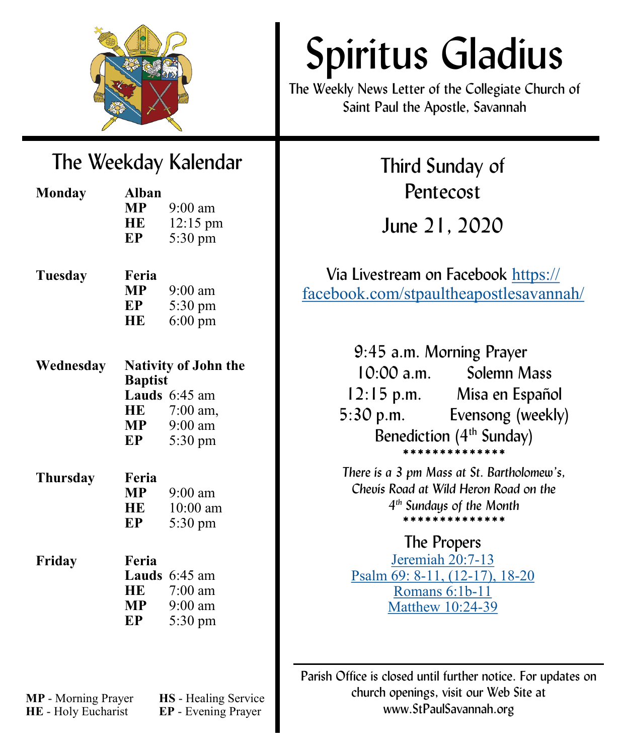# Spiritus Gladius

The Weekly News Letter of the Collegiate Church of Saint Paul the Apostle, Savannah

## The Weekday Kalendar

**Monday** — **Alban**
- **MP** 9:00 am
- **HE** 12:15 pm
- **EP** 5:30 pm

**Tuesday** — **Feria**
- **MP** 9:00 am
- **EP** 5:30 pm
- **HE** 6:00 pm

**Wednesday** — **Nativity of John the Baptist**
- **Lauds** 6:45 am
- **HE** 7:00 am,
- **MP** 9:00 am
- **EP** 5:30 pm

**Thursday** — **Feria**
- **MP** 9:00 am
- **HE** 10:00 am
- **EP** 5:30 pm

**Friday** — **Feria**
- **Lauds** 6:45 am
- **HE** 7:00 am
- **MP** 9:00 am
- **EP** 5:30 pm

**MP** - Morning Prayer
**HE** - Holy Eucharist
**HS** - Healing Service
**EP** - Evening Prayer

## Third Sunday of Pentecost

## June 21, 2020

Via Livestream on Facebook https://facebook.com/stpaultheapostlesavannah/

9:45 a.m. Morning Prayer
10:00 a.m. Solemn Mass
12:15 p.m. Misa en Español
5:30 p.m. Evensong (weekly)
Benediction (4th Sunday)

**************

*There is a 3 pm Mass at St. Bartholomew's, Chevis Road at Wild Heron Road on the 4th Sundays of the Month*

**************

### The Propers

Jeremiah 20:7-13
Psalm 69: 8-11, (12-17), 18-20
Romans 6:1b-11
Matthew 10:24-39

Parish Office is closed until further notice. For updates on church openings, visit our Web Site at www.StPaulSavannah.org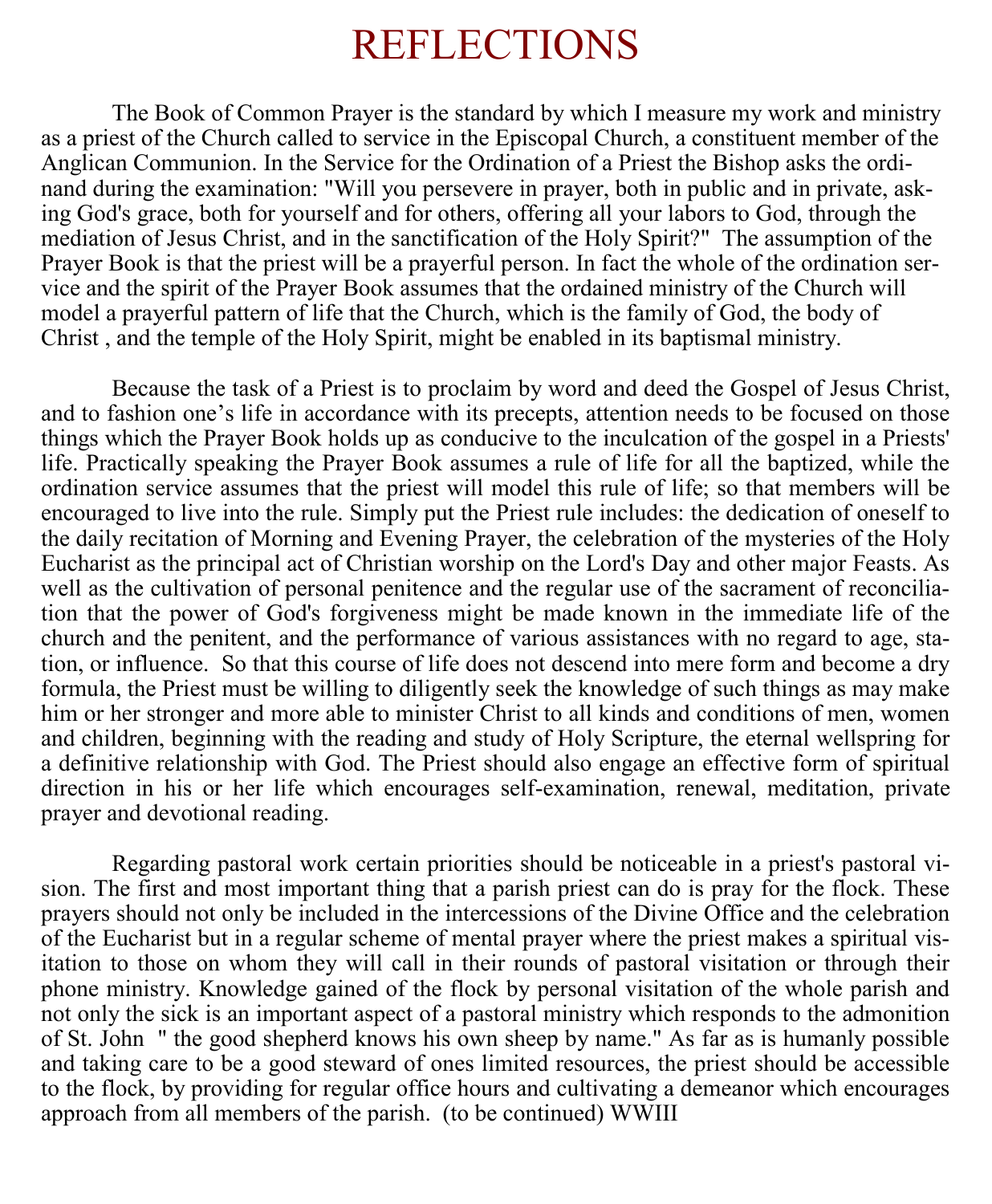# REFLECTIONS

The Book of Common Prayer is the standard by which I measure my work and ministry as a priest of the Church called to service in the Episcopal Church, a constituent member of the Anglican Communion. In the Service for the Ordination of a Priest the Bishop asks the ordinand during the examination: "Will you persevere in prayer, both in public and in private, asking God's grace, both for yourself and for others, offering all your labors to God, through the mediation of Jesus Christ, and in the sanctification of the Holy Spirit?" The assumption of the Prayer Book is that the priest will be a prayerful person. In fact the whole of the ordination service and the spirit of the Prayer Book assumes that the ordained ministry of the Church will model a prayerful pattern of life that the Church, which is the family of God, the body of Christ , and the temple of the Holy Spirit, might be enabled in its baptismal ministry.

Because the task of a Priest is to proclaim by word and deed the Gospel of Jesus Christ, and to fashion one's life in accordance with its precepts, attention needs to be focused on those things which the Prayer Book holds up as conducive to the inculcation of the gospel in a Priests' life. Practically speaking the Prayer Book assumes a rule of life for all the baptized, while the ordination service assumes that the priest will model this rule of life; so that members will be encouraged to live into the rule. Simply put the Priest rule includes: the dedication of oneself to the daily recitation of Morning and Evening Prayer, the celebration of the mysteries of the Holy Eucharist as the principal act of Christian worship on the Lord's Day and other major Feasts. As well as the cultivation of personal penitence and the regular use of the sacrament of reconciliation that the power of God's forgiveness might be made known in the immediate life of the church and the penitent, and the performance of various assistances with no regard to age, station, or influence. So that this course of life does not descend into mere form and become a dry formula, the Priest must be willing to diligently seek the knowledge of such things as may make him or her stronger and more able to minister Christ to all kinds and conditions of men, women and children, beginning with the reading and study of Holy Scripture, the eternal wellspring for a definitive relationship with God. The Priest should also engage an effective form of spiritual direction in his or her life which encourages self-examination, renewal, meditation, private prayer and devotional reading.

Regarding pastoral work certain priorities should be noticeable in a priest's pastoral vision. The first and most important thing that a parish priest can do is pray for the flock. These prayers should not only be included in the intercessions of the Divine Office and the celebration of the Eucharist but in a regular scheme of mental prayer where the priest makes a spiritual visitation to those on whom they will call in their rounds of pastoral visitation or through their phone ministry. Knowledge gained of the flock by personal visitation of the whole parish and not only the sick is an important aspect of a pastoral ministry which responds to the admonition of St. John " the good shepherd knows his own sheep by name." As far as is humanly possible and taking care to be a good steward of ones limited resources, the priest should be accessible to the flock, by providing for regular office hours and cultivating a demeanor which encourages approach from all members of the parish. (to be continued) WWIII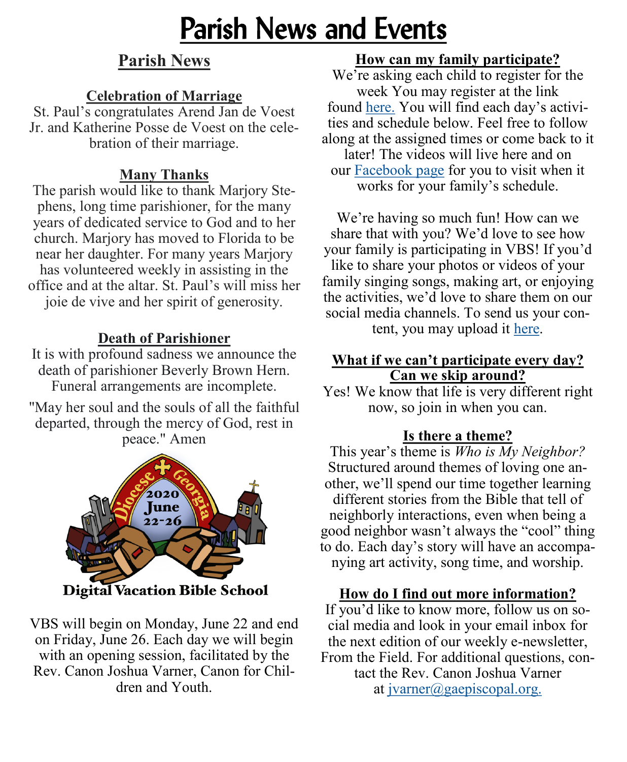# Parish News and Events

## Parish News

### Celebration of Marriage

St. Paul's congratulates Arend Jan de Voest Jr. and Katherine Posse de Voest on the celebration of their marriage.

### Many Thanks

The parish would like to thank Marjory Stephens, long time parishioner, for the many years of dedicated service to God and to her church. Marjory has moved to Florida to be near her daughter. For many years Marjory has volunteered weekly in assisting in the office and at the altar. St. Paul's will miss her joie de vive and her spirit of generosity.

### Death of Parishioner

It is with profound sadness we announce the death of parishioner Beverly Brown Hern. Funeral arrangements are incomplete.

"May her soul and the souls of all the faithful departed, through the mercy of God, rest in peace." Amen

Diocese of Georgia 2020 June 22-26

**Digital Vacation Bible School**

VBS will begin on Monday, June 22 and end on Friday, June 26. Each day we will begin with an opening session, facilitated by the Rev. Canon Joshua Varner, Canon for Children and Youth.

### How can my family participate?

We're asking each child to register for the week You may register at the link found here. You will find each day's activities and schedule below. Feel free to follow along at the assigned times or come back to it later! The videos will live here and on our Facebook page for you to visit when it works for your family's schedule.

We're having so much fun! How can we share that with you? We'd love to see how your family is participating in VBS! If you'd like to share your photos or videos of your family singing songs, making art, or enjoying the activities, we'd love to share them on our social media channels. To send us your content, you may upload it here.

### What if we can't participate every day? Can we skip around?

Yes! We know that life is very different right now, so join in when you can.

### Is there a theme?

This year's theme is *Who is My Neighbor?* Structured around themes of loving one another, we'll spend our time together learning different stories from the Bible that tell of neighborly interactions, even when being a good neighbor wasn't always the "cool" thing to do. Each day's story will have an accompanying art activity, song time, and worship.

### How do I find out more information?

If you'd like to know more, follow us on social media and look in your email inbox for the next edition of our weekly e-newsletter, From the Field. For additional questions, contact the Rev. Canon Joshua Varner at jvarner@gaepiscopal.org.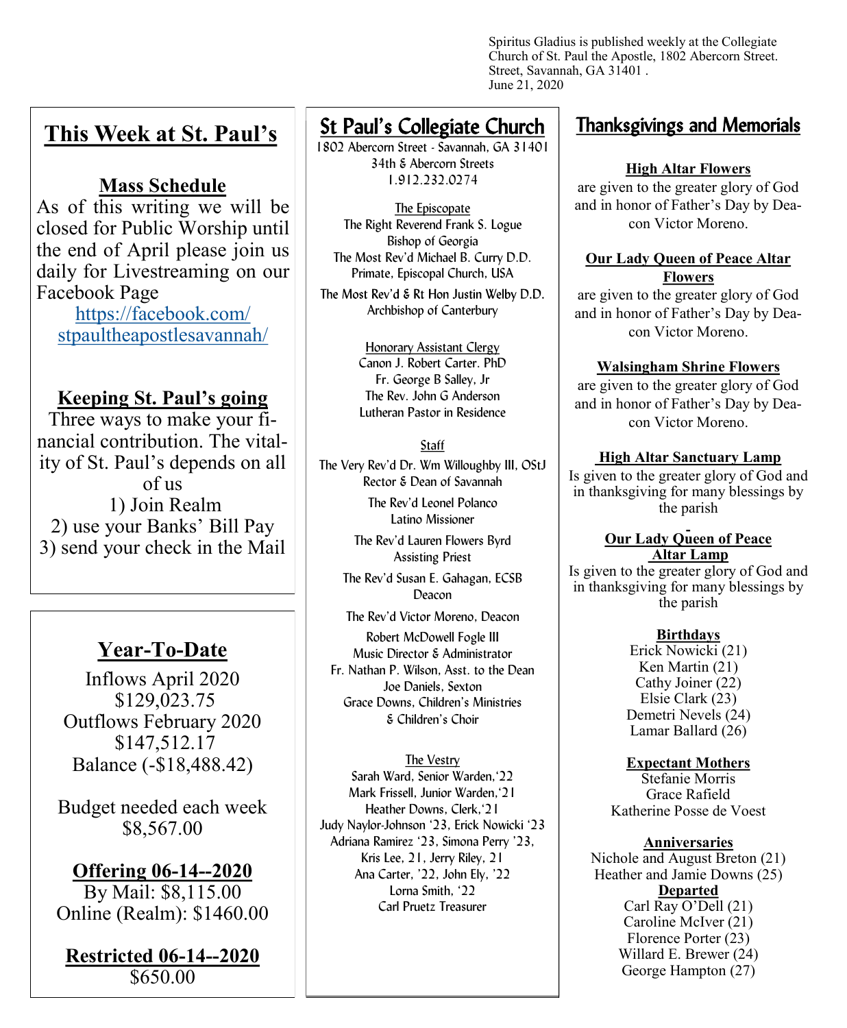Spiritus Gladius is published weekly at the Collegiate Church of St. Paul the Apostle, 1802 Abercorn Street. Street, Savannah, GA 31401 .
June 21, 2020

# This Week at St. Paul's

## Mass Schedule

As of this writing we will be closed for Public Worship until the end of April please join us daily for Livestreaming on our Facebook Page
https://facebook.com/stpaultheapostlesavannah/

## Keeping St. Paul's going

Three ways to make your financial contribution. The vitality of St. Paul's depends on all of us
1) Join Realm
2) use your Banks' Bill Pay
3) send your check in the Mail

## Year-To-Date

Inflows April 2020
$129,023.75
Outflows February 2020
$147,512.17
Balance (-$18,488.42)

Budget needed each week
$8,567.00

**Offering 06-14--2020**
By Mail: $8,115.00
Online (Realm): $1460.00

**Restricted 06-14--2020**
$650.00

# St Paul's Collegiate Church

1802 Abercorn Street - Savannah, GA 31401
34th & Abercorn Streets
1.912.232.0274

**The Episcopate**
The Right Reverend Frank S. Logue
Bishop of Georgia
The Most Rev'd Michael B. Curry D.D.
Primate, Episcopal Church, USA
The Most Rev'd & Rt Hon Justin Welby D.D.
Archbishop of Canterbury

**Honorary Assistant Clergy**
Canon J. Robert Carter. PhD
Fr. George B Salley, Jr
The Rev. John G Anderson
Lutheran Pastor in Residence

**Staff**
The Very Rev'd Dr. Wm Willoughby III, OStJ
Rector & Dean of Savannah
The Rev'd Leonel Polanco
Latino Missioner
The Rev'd Lauren Flowers Byrd
Assisting Priest
The Rev'd Susan E. Gahagan, ECSB
Deacon
The Rev'd Victor Moreno, Deacon
Robert McDowell Fogle III
Music Director & Administrator
Fr. Nathan P. Wilson, Asst. to the Dean
Joe Daniels, Sexton
Grace Downs, Children's Ministries
& Children's Choir

**The Vestry**
Sarah Ward, Senior Warden,'22
Mark Frissell, Junior Warden,'21
Heather Downs, Clerk,'21
Judy Naylor-Johnson '23, Erick Nowicki '23
Adriana Ramirez '23, Simona Perry '23,
Kris Lee, 21, Jerry Riley, 21
Ana Carter, '22, John Ely, '22
Lorna Smith, '22
Carl Pruetz Treasurer

# Thanksgivings and Memorials

**High Altar Flowers**
are given to the greater glory of God and in honor of Father's Day by Deacon Victor Moreno.

**Our Lady Queen of Peace Altar Flowers**
are given to the greater glory of God and in honor of Father's Day by Deacon Victor Moreno.

**Walsingham Shrine Flowers**
are given to the greater glory of God and in honor of Father's Day by Deacon Victor Moreno.

**High Altar Sanctuary Lamp**
Is given to the greater glory of God and in thanksgiving for many blessings by the parish

**Our Lady Queen of Peace Altar Lamp**
Is given to the greater glory of God and in thanksgiving for many blessings by the parish

**Birthdays**
Erick Nowicki (21)
Ken Martin (21)
Cathy Joiner (22)
Elsie Clark (23)
Demetri Nevels (24)
Lamar Ballard (26)

**Expectant Mothers**
Stefanie Morris
Grace Rafield
Katherine Posse de Voest

**Anniversaries**
Nichole and August Breton (21)
Heather and Jamie Downs (25)

**Departed**
Carl Ray O'Dell (21)
Caroline McIver (21)
Florence Porter (23)
Willard E. Brewer (24)
George Hampton (27)